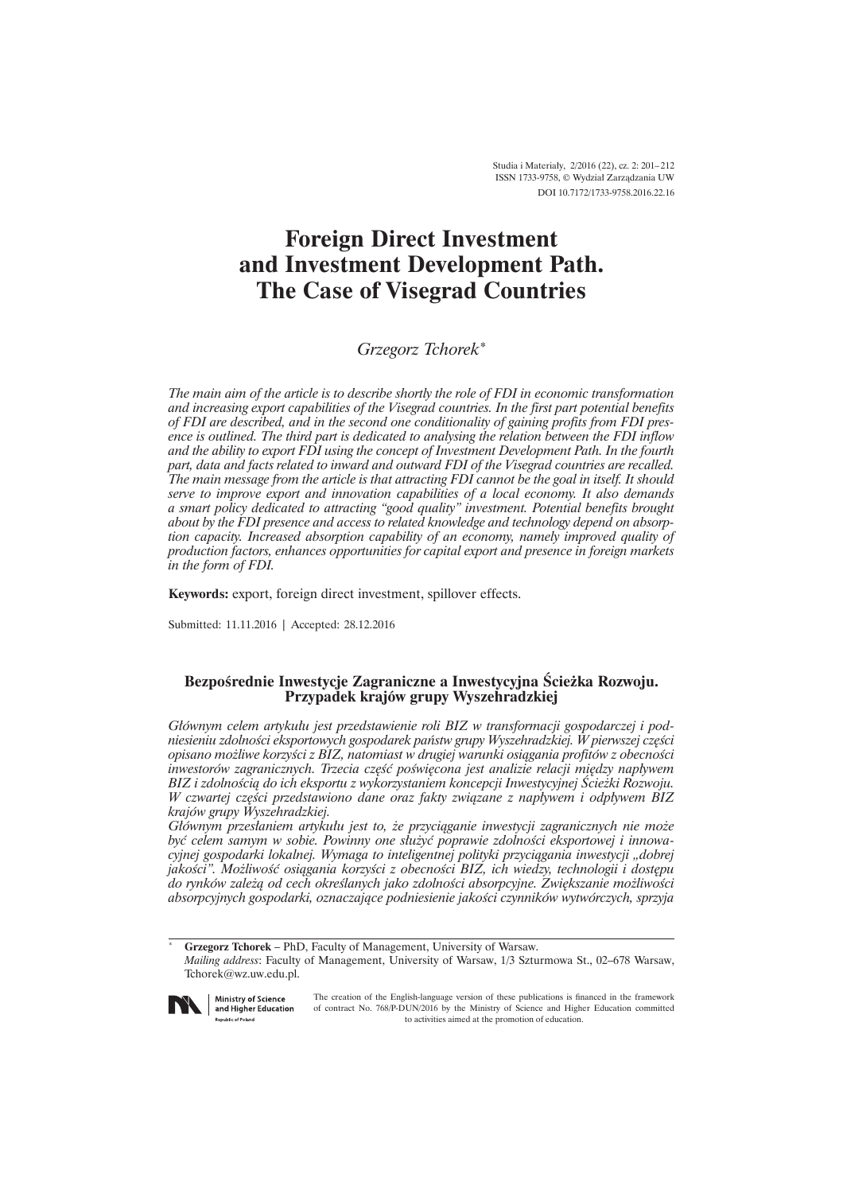Studia i Materiały, 2/2016 (22), cz. 2: 201–212
ISSN 1733-9758, © Wydział Zarządzania UW
DOI 10.7172/1733-9758.2016.22.16

# Foreign Direct Investment and Investment Development Path. The Case of Visegrad Countries

*Grzegorz Tchorek**

*The main aim of the article is to describe shortly the role of FDI in economic transformation and increasing export capabilities of the Visegrad countries. In the first part potential benefits of FDI are described, and in the second one conditionality of gaining profits from FDI presence is outlined. The third part is dedicated to analysing the relation between the FDI inflow and the ability to export FDI using the concept of Investment Development Path. In the fourth part, data and facts related to inward and outward FDI of the Visegrad countries are recalled. The main message from the article is that attracting FDI cannot be the goal in itself. It should serve to improve export and innovation capabilities of a local economy. It also demands a smart policy dedicated to attracting "good quality" investment. Potential benefits brought about by the FDI presence and access to related knowledge and technology depend on absorption capacity. Increased absorption capability of an economy, namely improved quality of production factors, enhances opportunities for capital export and presence in foreign markets in the form of FDI.*

**Keywords:** export, foreign direct investment, spillover effects.

Submitted: 11.11.2016 | Accepted: 28.12.2016

### Bezpośrednie Inwestycje Zagraniczne a Inwestycyjna Ścieżka Rozwoju. Przypadek krajów grupy Wyszehradzkiej

*Głównym celem artykułu jest przedstawienie roli BIZ w transformacji gospodarczej i podniesieniu zdolności eksportowych gospodarek państw grupy Wyszehradzkiej. W pierwszej części opisano możliwe korzyści z BIZ, natomiast w drugiej warunki osiągania profitów z obecności inwestorów zagranicznych. Trzecia część poświęcona jest analizie relacji między napływem BIZ i zdolnością do ich eksportu z wykorzystaniem koncepcji Inwestycyjnej Ścieżki Rozwoju. W czwartej części przedstawiono dane oraz fakty związane z napływem i odpływem BIZ krajów grupy Wyszehradzkiej.*

*Głównym przesłaniem artykułu jest to, że przyciąganie inwestycji zagranicznych nie może być celem samym w sobie. Powinny one służyć poprawie zdolności eksportowej i innowacyjnej gospodarki lokalnej. Wymaga to inteligentnej polityki przyciągania inwestycji „dobrej jakości". Możliwość osiągania korzyści z obecności BIZ, ich wiedzy, technologii i dostępu do rynków zależą od cech określanych jako zdolności absorpcyjne. Zwiększanie możliwości absorpcyjnych gospodarki, oznaczające podniesienie jakości czynników wytwórczych, sprzyja*

---

\* **Grzegorz Tchorek** – PhD, Faculty of Management, University of Warsaw.
*Mailing address*: Faculty of Management, University of Warsaw, 1/3 Szturmowa St., 02–678 Warsaw, Tchorek@wz.uw.edu.pl.

Ministry of Science and Higher Education
Republic of Poland

The creation of the English-language version of these publications is financed in the framework of contract No. 768/P-DUN/2016 by the Ministry of Science and Higher Education committed to activities aimed at the promotion of education.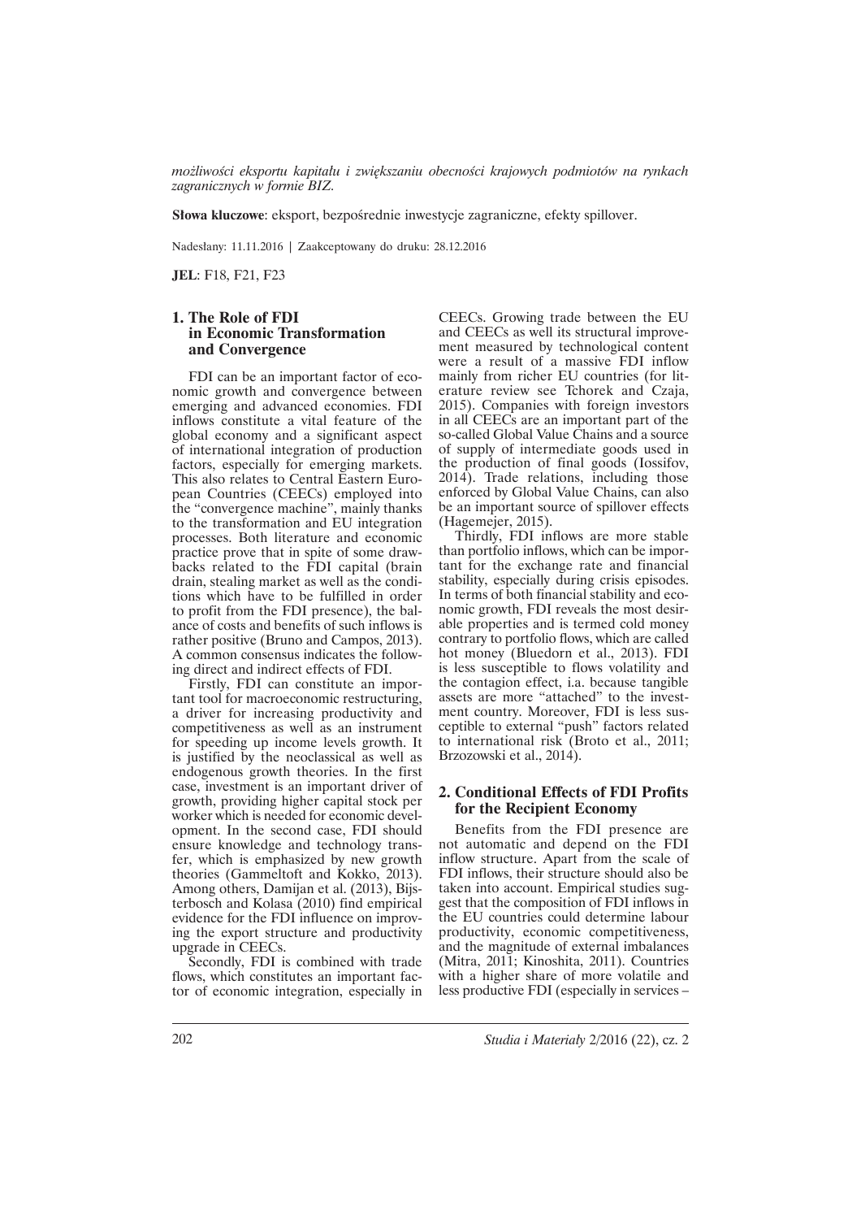*możliwości eksportu kapitału i zwiększaniu obecności krajowych podmiotów na rynkach zagranicznych w formie BIZ.*

**Słowa kluczowe**: eksport, bezpośrednie inwestycje zagraniczne, efekty spillover.

Nadesłany: 11.11.2016 | Zaakceptowany do druku: 28.12.2016

**JEL**: F18, F21, F23

## 1. The Role of FDI in Economic Transformation and Convergence

FDI can be an important factor of economic growth and convergence between emerging and advanced economies. FDI inflows constitute a vital feature of the global economy and a significant aspect of international integration of production factors, especially for emerging markets. This also relates to Central Eastern European Countries (CEECs) employed into the "convergence machine", mainly thanks to the transformation and EU integration processes. Both literature and economic practice prove that in spite of some drawbacks related to the FDI capital (brain drain, stealing market as well as the conditions which have to be fulfilled in order to profit from the FDI presence), the balance of costs and benefits of such inflows is rather positive (Bruno and Campos, 2013). A common consensus indicates the following direct and indirect effects of FDI.

Firstly, FDI can constitute an important tool for macroeconomic restructuring, a driver for increasing productivity and competitiveness as well as an instrument for speeding up income levels growth. It is justified by the neoclassical as well as endogenous growth theories. In the first case, investment is an important driver of growth, providing higher capital stock per worker which is needed for economic development. In the second case, FDI should ensure knowledge and technology transfer, which is emphasized by new growth theories (Gammeltoft and Kokko, 2013). Among others, Damijan et al. (2013), Bijsterbosch and Kolasa (2010) find empirical evidence for the FDI influence on improving the export structure and productivity upgrade in CEECs.

Secondly, FDI is combined with trade flows, which constitutes an important factor of economic integration, especially in CEECs. Growing trade between the EU and CEECs as well its structural improvement measured by technological content were a result of a massive FDI inflow mainly from richer EU countries (for literature review see Tchorek and Czaja, 2015). Companies with foreign investors in all CEECs are an important part of the so-called Global Value Chains and a source of supply of intermediate goods used in the production of final goods (Iossifov, 2014). Trade relations, including those enforced by Global Value Chains, can also be an important source of spillover effects (Hagemejer, 2015).

Thirdly, FDI inflows are more stable than portfolio inflows, which can be important for the exchange rate and financial stability, especially during crisis episodes. In terms of both financial stability and economic growth, FDI reveals the most desirable properties and is termed cold money contrary to portfolio flows, which are called hot money (Bluedorn et al., 2013). FDI is less susceptible to flows volatility and the contagion effect, i.a. because tangible assets are more "attached" to the investment country. Moreover, FDI is less susceptible to external "push" factors related to international risk (Broto et al., 2011; Brzozowski et al., 2014).

## 2. Conditional Effects of FDI Profits for the Recipient Economy

Benefits from the FDI presence are not automatic and depend on the FDI inflow structure. Apart from the scale of FDI inflows, their structure should also be taken into account. Empirical studies suggest that the composition of FDI inflows in the EU countries could determine labour productivity, economic competitiveness, and the magnitude of external imbalances (Mitra, 2011; Kinoshita, 2011). Countries with a higher share of more volatile and less productive FDI (especially in services –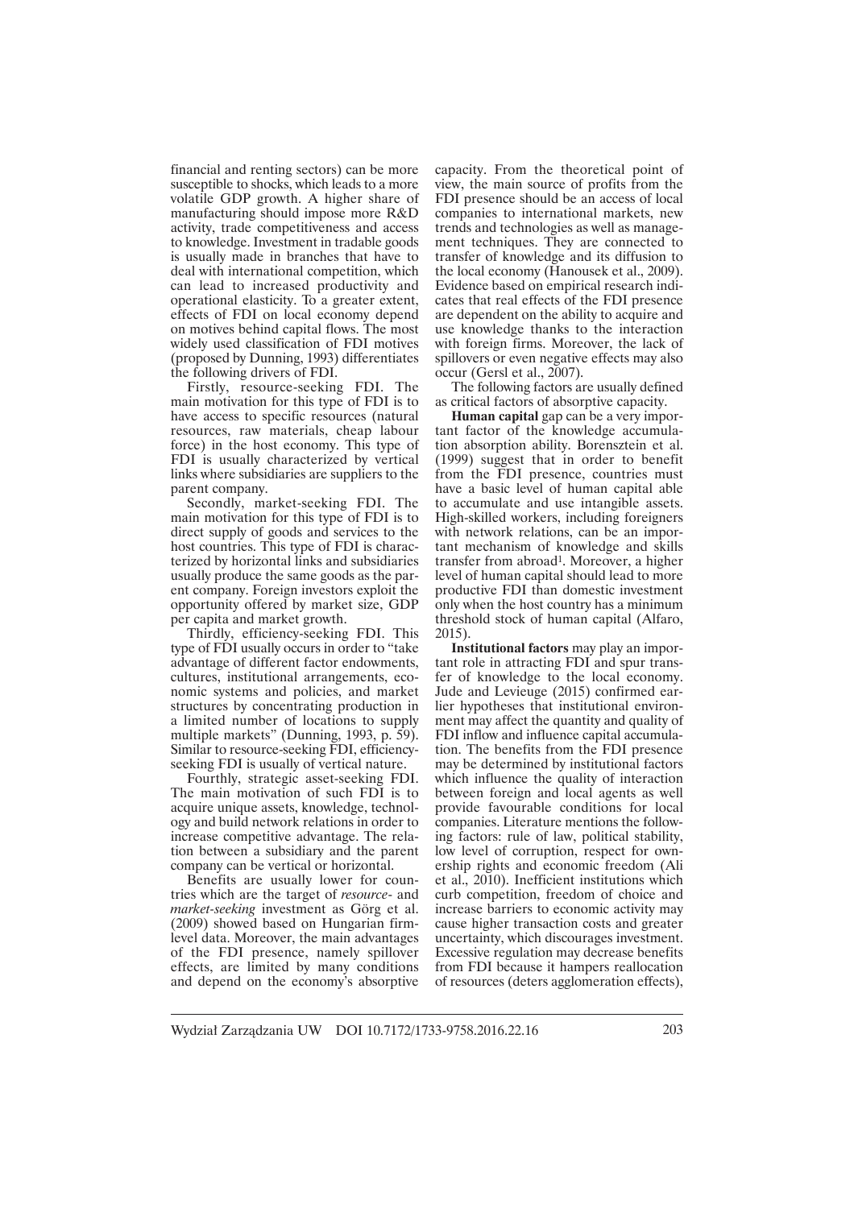financial and renting sectors) can be more susceptible to shocks, which leads to a more volatile GDP growth. A higher share of manufacturing should impose more R&D activity, trade competitiveness and access to knowledge. Investment in tradable goods is usually made in branches that have to deal with international competition, which can lead to increased productivity and operational elasticity. To a greater extent, effects of FDI on local economy depend on motives behind capital flows. The most widely used classification of FDI motives (proposed by Dunning, 1993) differentiates the following drivers of FDI.

Firstly, resource-seeking FDI. The main motivation for this type of FDI is to have access to specific resources (natural resources, raw materials, cheap labour force) in the host economy. This type of FDI is usually characterized by vertical links where subsidiaries are suppliers to the parent company.

Secondly, market-seeking FDI. The main motivation for this type of FDI is to direct supply of goods and services to the host countries. This type of FDI is characterized by horizontal links and subsidiaries usually produce the same goods as the parent company. Foreign investors exploit the opportunity offered by market size, GDP per capita and market growth.

Thirdly, efficiency-seeking FDI. This type of FDI usually occurs in order to "take advantage of different factor endowments, cultures, institutional arrangements, economic systems and policies, and market structures by concentrating production in a limited number of locations to supply multiple markets" (Dunning, 1993, p. 59). Similar to resource-seeking FDI, efficiency-seeking FDI is usually of vertical nature.

Fourthly, strategic asset-seeking FDI. The main motivation of such FDI is to acquire unique assets, knowledge, technology and build network relations in order to increase competitive advantage. The relation between a subsidiary and the parent company can be vertical or horizontal.

Benefits are usually lower for countries which are the target of *resource-* and *market-seeking* investment as Görg et al. (2009) showed based on Hungarian firm-level data. Moreover, the main advantages of the FDI presence, namely spillover effects, are limited by many conditions and depend on the economy's absorptive capacity. From the theoretical point of view, the main source of profits from the FDI presence should be an access of local companies to international markets, new trends and technologies as well as management techniques. They are connected to transfer of knowledge and its diffusion to the local economy (Hanousek et al., 2009). Evidence based on empirical research indicates that real effects of the FDI presence are dependent on the ability to acquire and use knowledge thanks to the interaction with foreign firms. Moreover, the lack of spillovers or even negative effects may also occur (Gersl et al., 2007).

The following factors are usually defined as critical factors of absorptive capacity.

**Human capital** gap can be a very important factor of the knowledge accumulation absorption ability. Borensztein et al. (1999) suggest that in order to benefit from the FDI presence, countries must have a basic level of human capital able to accumulate and use intangible assets. High-skilled workers, including foreigners with network relations, can be an important mechanism of knowledge and skills transfer from abroad[1]. Moreover, a higher level of human capital should lead to more productive FDI than domestic investment only when the host country has a minimum threshold stock of human capital (Alfaro, 2015).

**Institutional factors** may play an important role in attracting FDI and spur transfer of knowledge to the local economy. Jude and Levieuge (2015) confirmed earlier hypotheses that institutional environment may affect the quantity and quality of FDI inflow and influence capital accumulation. The benefits from the FDI presence may be determined by institutional factors which influence the quality of interaction between foreign and local agents as well provide favourable conditions for local companies. Literature mentions the following factors: rule of law, political stability, low level of corruption, respect for ownership rights and economic freedom (Ali et al., 2010). Inefficient institutions which curb competition, freedom of choice and increase barriers to economic activity may cause higher transaction costs and greater uncertainty, which discourages investment. Excessive regulation may decrease benefits from FDI because it hampers reallocation of resources (deters agglomeration effects),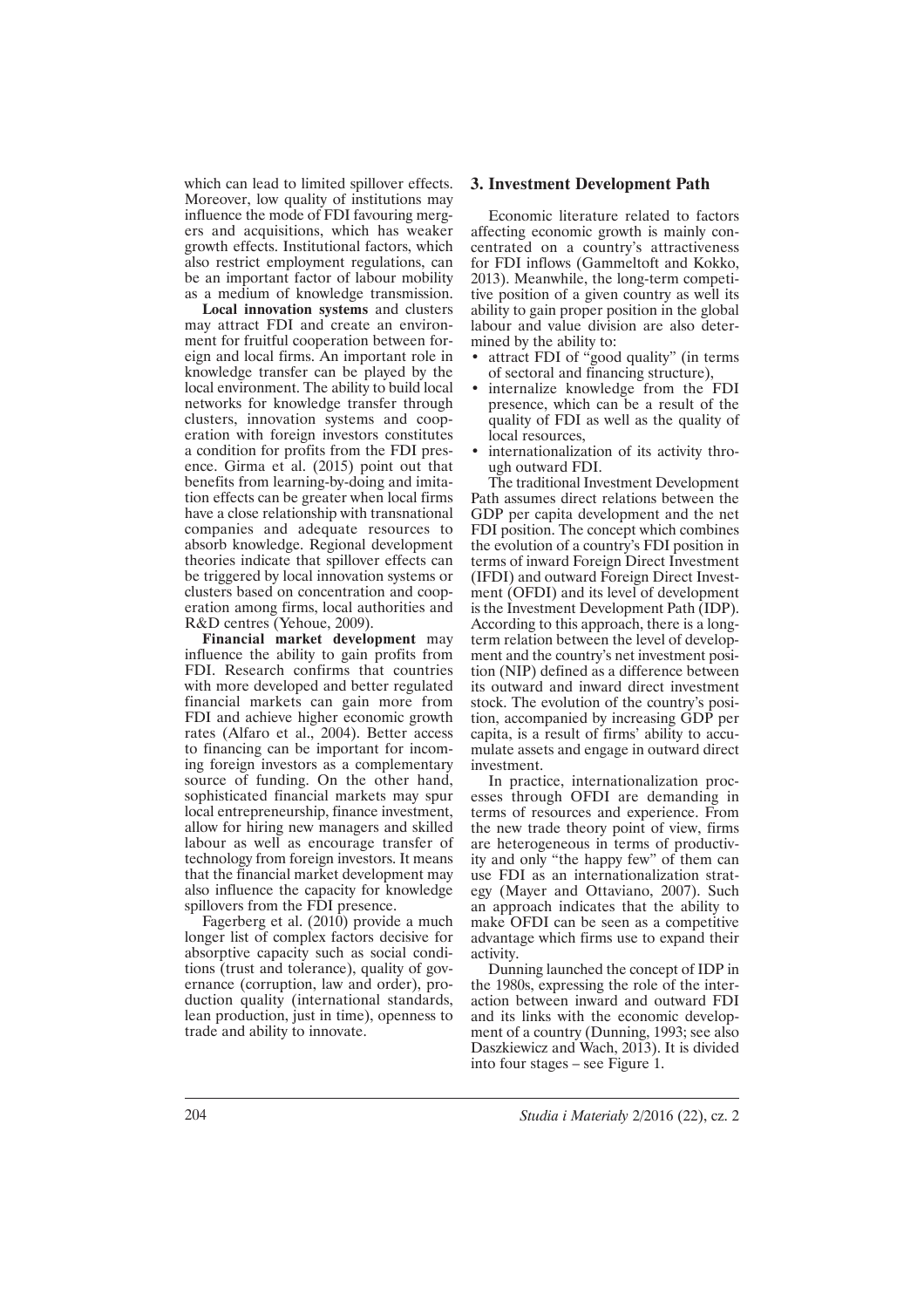which can lead to limited spillover effects. Moreover, low quality of institutions may influence the mode of FDI favouring mergers and acquisitions, which has weaker growth effects. Institutional factors, which also restrict employment regulations, can be an important factor of labour mobility as a medium of knowledge transmission.

**Local innovation systems** and clusters may attract FDI and create an environment for fruitful cooperation between foreign and local firms. An important role in knowledge transfer can be played by the local environment. The ability to build local networks for knowledge transfer through clusters, innovation systems and cooperation with foreign investors constitutes a condition for profits from the FDI presence. Girma et al. (2015) point out that benefits from learning-by-doing and imitation effects can be greater when local firms have a close relationship with transnational companies and adequate resources to absorb knowledge. Regional development theories indicate that spillover effects can be triggered by local innovation systems or clusters based on concentration and cooperation among firms, local authorities and R&D centres (Yehoue, 2009).

**Financial market development** may influence the ability to gain profits from FDI. Research confirms that countries with more developed and better regulated financial markets can gain more from FDI and achieve higher economic growth rates (Alfaro et al., 2004). Better access to financing can be important for incoming foreign investors as a complementary source of funding. On the other hand, sophisticated financial markets may spur local entrepreneurship, finance investment, allow for hiring new managers and skilled labour as well as encourage transfer of technology from foreign investors. It means that the financial market development may also influence the capacity for knowledge spillovers from the FDI presence.

Fagerberg et al. (2010) provide a much longer list of complex factors decisive for absorptive capacity such as social conditions (trust and tolerance), quality of governance (corruption, law and order), production quality (international standards, lean production, just in time), openness to trade and ability to innovate.

## 3. Investment Development Path

Economic literature related to factors affecting economic growth is mainly concentrated on a country's attractiveness for FDI inflows (Gammeltoft and Kokko, 2013). Meanwhile, the long-term competitive position of a given country as well its ability to gain proper position in the global labour and value division are also determined by the ability to:

- attract FDI of "good quality" (in terms of sectoral and financing structure),
- internalize knowledge from the FDI presence, which can be a result of the quality of FDI as well as the quality of local resources,
- internationalization of its activity through outward FDI.

The traditional Investment Development Path assumes direct relations between the GDP per capita development and the net FDI position. The concept which combines the evolution of a country's FDI position in terms of inward Foreign Direct Investment (IFDI) and outward Foreign Direct Investment (OFDI) and its level of development is the Investment Development Path (IDP). According to this approach, there is a long-term relation between the level of development and the country's net investment position (NIP) defined as a difference between its outward and inward direct investment stock. The evolution of the country's position, accompanied by increasing GDP per capita, is a result of firms' ability to accumulate assets and engage in outward direct investment.

In practice, internationalization processes through OFDI are demanding in terms of resources and experience. From the new trade theory point of view, firms are heterogeneous in terms of productivity and only "the happy few" of them can use FDI as an internationalization strategy (Mayer and Ottaviano, 2007). Such an approach indicates that the ability to make OFDI can be seen as a competitive advantage which firms use to expand their activity.

Dunning launched the concept of IDP in the 1980s, expressing the role of the interaction between inward and outward FDI and its links with the economic development of a country (Dunning, 1993; see also Daszkiewicz and Wach, 2013). It is divided into four stages – see Figure 1.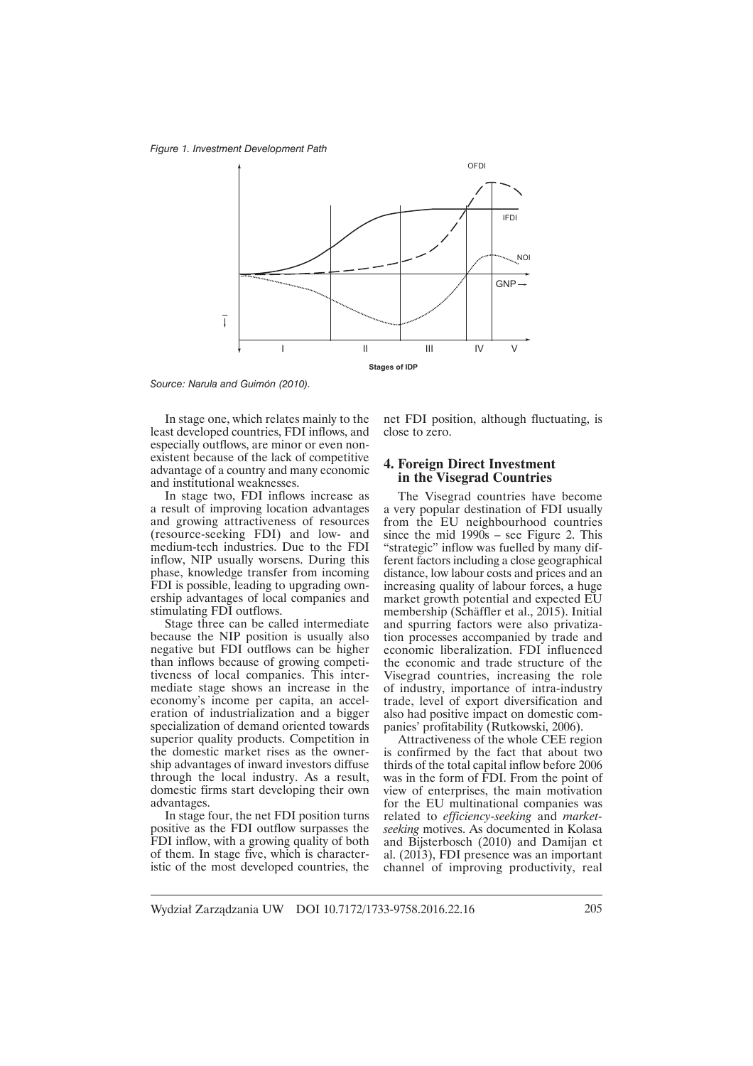*Figure 1. Investment Development Path*

*Source: Narula and Guimón (2010).*

In stage one, which relates mainly to the least developed countries, FDI inflows, and especially outflows, are minor or even non-existent because of the lack of competitive advantage of a country and many economic and institutional weaknesses.

In stage two, FDI inflows increase as a result of improving location advantages and growing attractiveness of resources (resource-seeking FDI) and low- and medium-tech industries. Due to the FDI inflow, NIP usually worsens. During this phase, knowledge transfer from incoming FDI is possible, leading to upgrading ownership advantages of local companies and stimulating FDI outflows.

Stage three can be called intermediate because the NIP position is usually also negative but FDI outflows can be higher than inflows because of growing competitiveness of local companies. This intermediate stage shows an increase in the economy's income per capita, an acceleration of industrialization and a bigger specialization of demand oriented towards superior quality products. Competition in the domestic market rises as the ownership advantages of inward investors diffuse through the local industry. As a result, domestic firms start developing their own advantages.

In stage four, the net FDI position turns positive as the FDI outflow surpasses the FDI inflow, with a growing quality of both of them. In stage five, which is characteristic of the most developed countries, the net FDI position, although fluctuating, is close to zero.

## 4. Foreign Direct Investment in the Visegrad Countries

The Visegrad countries have become a very popular destination of FDI usually from the EU neighbourhood countries since the mid 1990s – see Figure 2. This "strategic" inflow was fuelled by many different factors including a close geographical distance, low labour costs and prices and an increasing quality of labour forces, a huge market growth potential and expected EU membership (Schäffler et al., 2015). Initial and spurring factors were also privatization processes accompanied by trade and economic liberalization. FDI influenced the economic and trade structure of the Visegrad countries, increasing the role of industry, importance of intra-industry trade, level of export diversification and also had positive impact on domestic companies' profitability (Rutkowski, 2006).

Attractiveness of the whole CEE region is confirmed by the fact that about two thirds of the total capital inflow before 2006 was in the form of FDI. From the point of view of enterprises, the main motivation for the EU multinational companies was related to *efficiency-seeking* and *market-seeking* motives. As documented in Kolasa and Bijsterbosch (2010) and Damijan et al. (2013), FDI presence was an important channel of improving productivity, real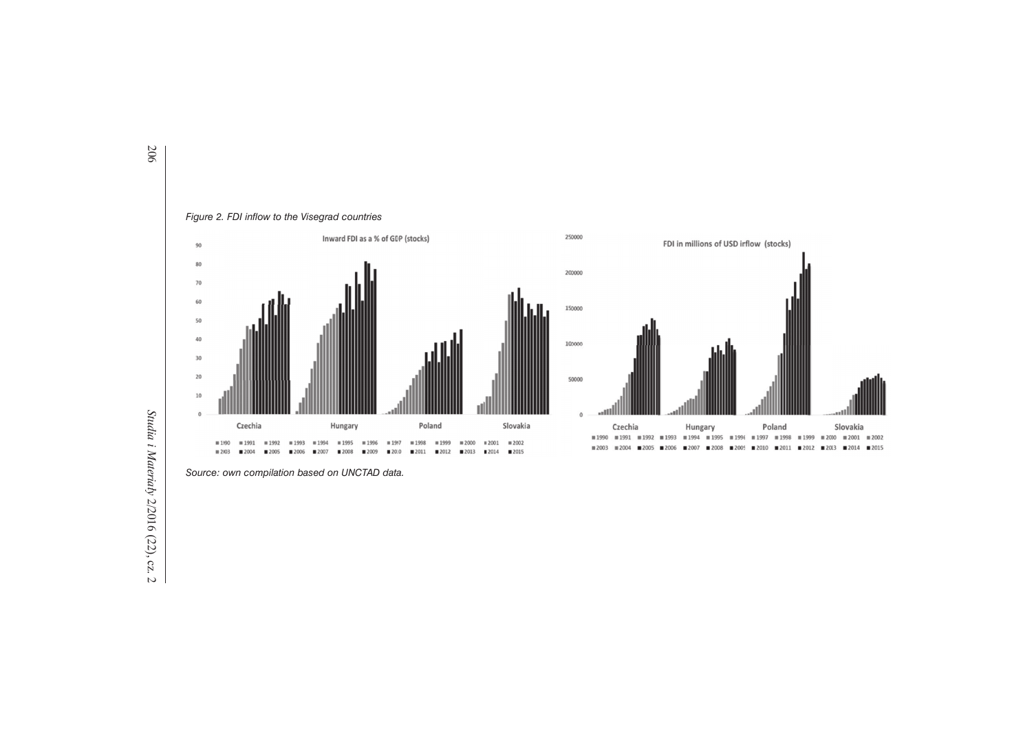*Figure 2. FDI inflow to the Visegrad countries*

*Source: own compilation based on UNCTAD data.*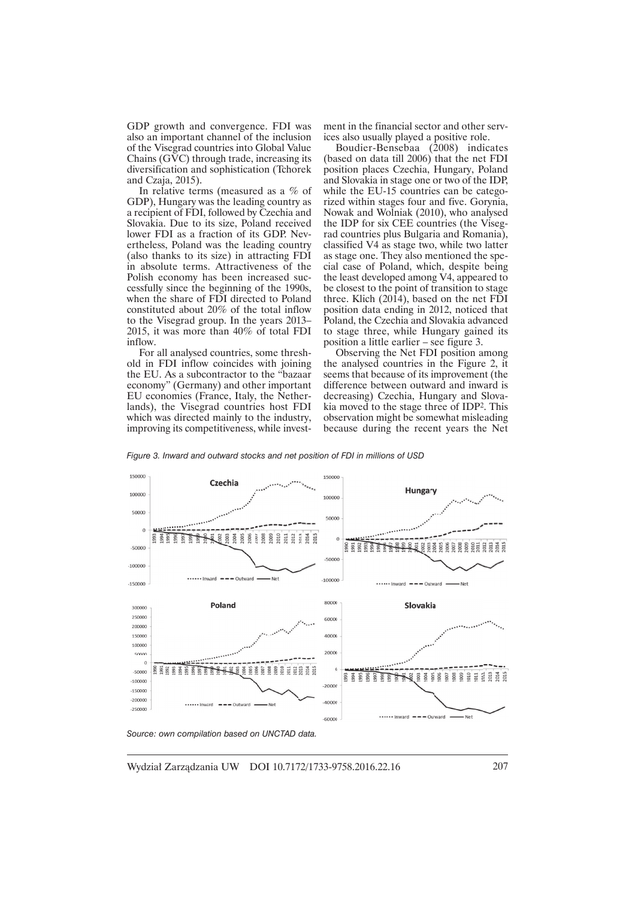GDP growth and convergence. FDI was also an important channel of the inclusion of the Visegrad countries into Global Value Chains (GVC) through trade, increasing its diversification and sophistication (Tchorek and Czaja, 2015).

In relative terms (measured as a % of GDP), Hungary was the leading country as a recipient of FDI, followed by Czechia and Slovakia. Due to its size, Poland received lower FDI as a fraction of its GDP. Nevertheless, Poland was the leading country (also thanks to its size) in attracting FDI in absolute terms. Attractiveness of the Polish economy has been increased successfully since the beginning of the 1990s, when the share of FDI directed to Poland constituted about 20% of the total inflow to the Visegrad group. In the years 2013–2015, it was more than 40% of total FDI inflow.

For all analysed countries, some threshold in FDI inflow coincides with joining the EU. As a subcontractor to the "bazaar economy" (Germany) and other important EU economies (France, Italy, the Netherlands), the Visegrad countries host FDI which was directed mainly to the industry, improving its competitiveness, while investment in the financial sector and other services also usually played a positive role.

Boudier-Bensebaa (2008) indicates (based on data till 2006) that the net FDI position places Czechia, Hungary, Poland and Slovakia in stage one or two of the IDP, while the EU-15 countries can be categorized within stages four and five. Gorynia, Nowak and Wolniak (2010), who analysed the IDP for six CEE countries (the Visegrad countries plus Bulgaria and Romania), classified V4 as stage two, while two latter as stage one. They also mentioned the special case of Poland, which, despite being the least developed among V4, appeared to be closest to the point of transition to stage three. Klich (2014), based on the net FDI position data ending in 2012, noticed that Poland, the Czechia and Slovakia advanced to stage three, while Hungary gained its position a little earlier – see figure 3.

Observing the Net FDI position among the analysed countries in the Figure 2, it seems that because of its improvement (the difference between outward and inward is decreasing) Czechia, Hungary and Slovakia moved to the stage three of IDP[2]. This observation might be somewhat misleading because during the recent years the Net

*Figure 3. Inward and outward stocks and net position of FDI in millions of USD*

*Source: own compilation based on UNCTAD data.*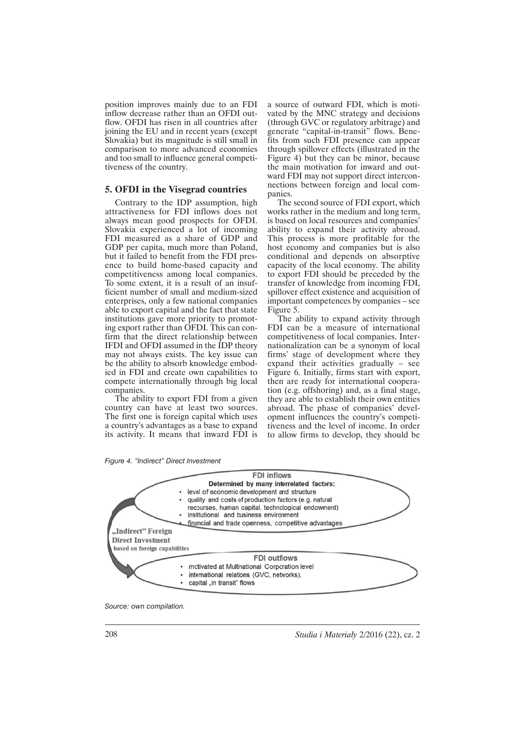position improves mainly due to an FDI inflow decrease rather than an OFDI outflow. OFDI has risen in all countries after joining the EU and in recent years (except Slovakia) but its magnitude is still small in comparison to more advanced economies and too small to influence general competitiveness of the country.

## 5. OFDI in the Visegrad countries

Contrary to the IDP assumption, high attractiveness for FDI inflows does not always mean good prospects for OFDI. Slovakia experienced a lot of incoming FDI measured as a share of GDP and GDP per capita, much more than Poland, but it failed to benefit from the FDI presence to build home-based capacity and competitiveness among local companies. To some extent, it is a result of an insufficient number of small and medium-sized enterprises, only a few national companies able to export capital and the fact that state institutions gave more priority to promoting export rather than OFDI. This can confirm that the direct relationship between IFDI and OFDI assumed in the IDP theory may not always exists. The key issue can be the ability to absorb knowledge embodied in FDI and create own capabilities to compete internationally through big local companies.

The ability to export FDI from a given country can have at least two sources. The first one is foreign capital which uses a country's advantages as a base to expand its activity. It means that inward FDI is a source of outward FDI, which is motivated by the MNC strategy and decisions (through GVC or regulatory arbitrage) and generate "capital-in-transit" flows. Benefits from such FDI presence can appear through spillover effects (illustrated in the Figure 4) but they can be minor, because the main motivation for inward and outward FDI may not support direct interconnections between foreign and local companies.

The second source of FDI export, which works rather in the medium and long term, is based on local resources and companies' ability to expand their activity abroad. This process is more profitable for the host economy and companies but is also conditional and depends on absorptive capacity of the local economy. The ability to export FDI should be preceded by the transfer of knowledge from incoming FDI, spillover effect existence and acquisition of important competences by companies – see Figure 5.

The ability to expand activity through FDI can be a measure of international competitiveness of local companies. Internationalization can be a synonym of local firms' stage of development where they expand their activities gradually – see Figure 6. Initially, firms start with export, then are ready for international cooperation (e.g. offshoring) and, as a final stage, they are able to establish their own entities abroad. The phase of companies' development influences the country's competitiveness and the level of income. In order to allow firms to develop, they should be

*Figure 4. "Indirect" Direct Investment*

**FDI inflows**
**Determined by many interrelated factors:**
- level of economic development and structure
- quality and costs of production factors (e.g. natural recourses, human capital, technological endowment)
- institutional and business environment
- financial and trade openness, competitive advantages

**„Indirect" Foreign Direct Investment** based on foreign capabilities

**FDI outflows**
- motivated at Multinational Corporation level
- international relations (GVC, networks),
- capital „in transit" flows

*Source: own compilation.*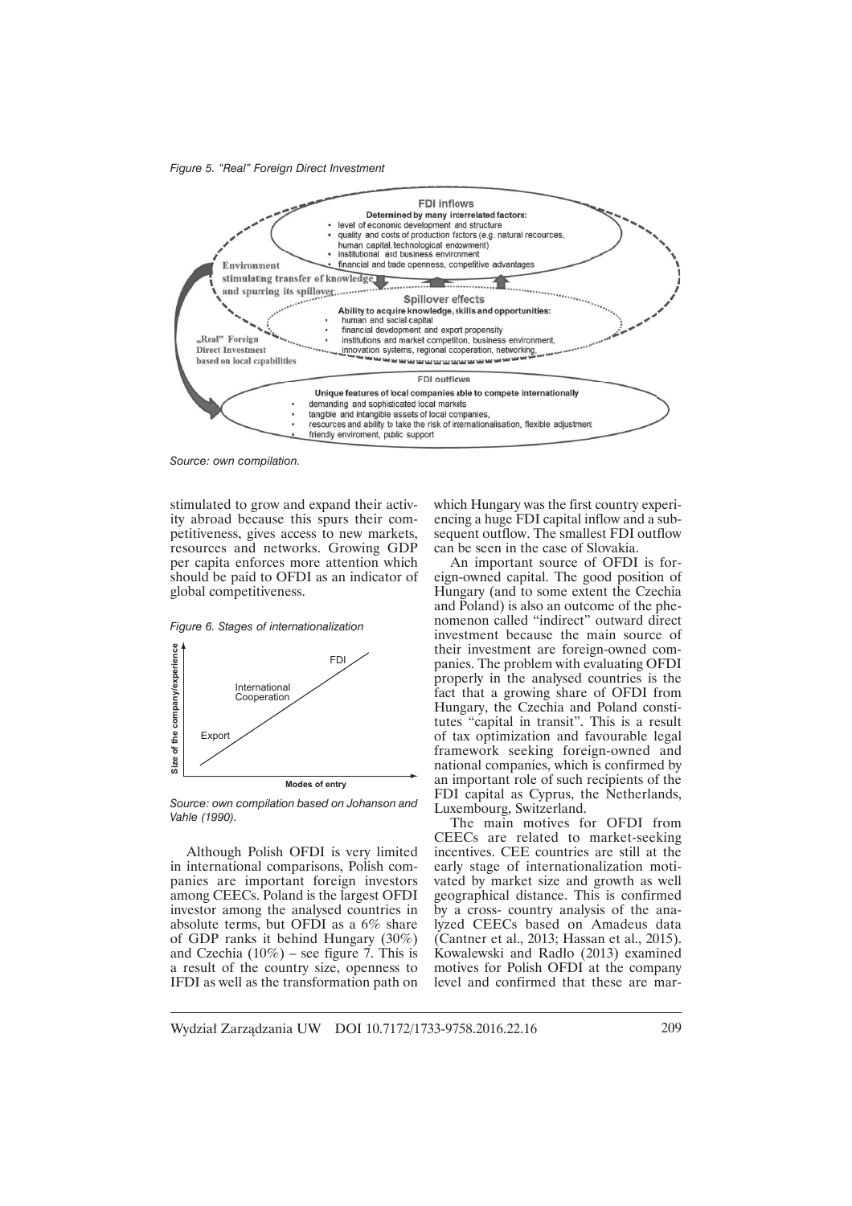*Figure 5. "Real" Foreign Direct Investment*

*Source: own compilation.*

stimulated to grow and expand their activity abroad because this spurs their competitiveness, gives access to new markets, resources and networks. Growing GDP per capita enforces more attention which should be paid to OFDI as an indicator of global competitiveness.

*Figure 6. Stages of internationalization*

*Source: own compilation based on Johanson and Vahle (1990).*

Although Polish OFDI is very limited in international comparisons, Polish companies are important foreign investors among CEECs. Poland is the largest OFDI investor among the analysed countries in absolute terms, but OFDI as a 6% share of GDP ranks it behind Hungary (30%) and Czechia (10%) – see figure 7. This is a result of the country size, openness to IFDI as well as the transformation path on which Hungary was the first country experiencing a huge FDI capital inflow and a subsequent outflow. The smallest FDI outflow can be seen in the case of Slovakia.

An important source of OFDI is foreign-owned capital. The good position of Hungary (and to some extent the Czechia and Poland) is also an outcome of the phenomenon called "indirect" outward direct investment because the main source of their investment are foreign-owned companies. The problem with evaluating OFDI properly in the analysed countries is the fact that a growing share of OFDI from Hungary, the Czechia and Poland constitutes "capital in transit". This is a result of tax optimization and favourable legal framework seeking foreign-owned and national companies, which is confirmed by an important role of such recipients of the FDI capital as Cyprus, the Netherlands, Luxembourg, Switzerland.

The main motives for OFDI from CEECs are related to market-seeking incentives. CEE countries are still at the early stage of internationalization motivated by market size and growth as well geographical distance. This is confirmed by a cross- country analysis of the analyzed CEECs based on Amadeus data (Cantner et al., 2013; Hassan et al., 2015). Kowalewski and Radło (2013) examined motives for Polish OFDI at the company level and confirmed that these are mar-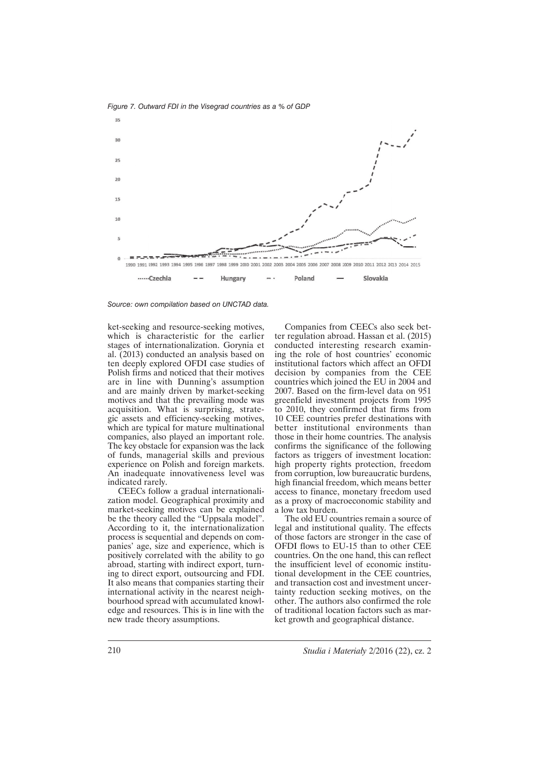*Figure 7. Outward FDI in the Visegrad countries as a % of GDP*

*Source: own compilation based on UNCTAD data.*

ket-seeking and resource-seeking motives, which is characteristic for the earlier stages of internationalization. Gorynia et al. (2013) conducted an analysis based on ten deeply explored OFDI case studies of Polish firms and noticed that their motives are in line with Dunning's assumption and are mainly driven by market-seeking motives and that the prevailing mode was acquisition. What is surprising, strategic assets and efficiency-seeking motives, which are typical for mature multinational companies, also played an important role. The key obstacle for expansion was the lack of funds, managerial skills and previous experience on Polish and foreign markets. An inadequate innovativeness level was indicated rarely.

CEECs follow a gradual internationalization model. Geographical proximity and market-seeking motives can be explained be the theory called the "Uppsala model". According to it, the internationalization process is sequential and depends on companies' age, size and experience, which is positively correlated with the ability to go abroad, starting with indirect export, turning to direct export, outsourcing and FDI. It also means that companies starting their international activity in the nearest neighbourhood spread with accumulated knowledge and resources. This is in line with the new trade theory assumptions.

Companies from CEECs also seek better regulation abroad. Hassan et al. (2015) conducted interesting research examining the role of host countries' economic institutional factors which affect an OFDI decision by companies from the CEE countries which joined the EU in 2004 and 2007. Based on the firm-level data on 951 greenfield investment projects from 1995 to 2010, they confirmed that firms from 10 CEE countries prefer destinations with better institutional environments than those in their home countries. The analysis confirms the significance of the following factors as triggers of investment location: high property rights protection, freedom from corruption, low bureaucratic burdens, high financial freedom, which means better access to finance, monetary freedom used as a proxy of macroeconomic stability and a low tax burden.

The old EU countries remain a source of legal and institutional quality. The effects of those factors are stronger in the case of OFDI flows to EU-15 than to other CEE countries. On the one hand, this can reflect the insufficient level of economic institutional development in the CEE countries, and transaction cost and investment uncertainty reduction seeking motives, on the other. The authors also confirmed the role of traditional location factors such as market growth and geographical distance.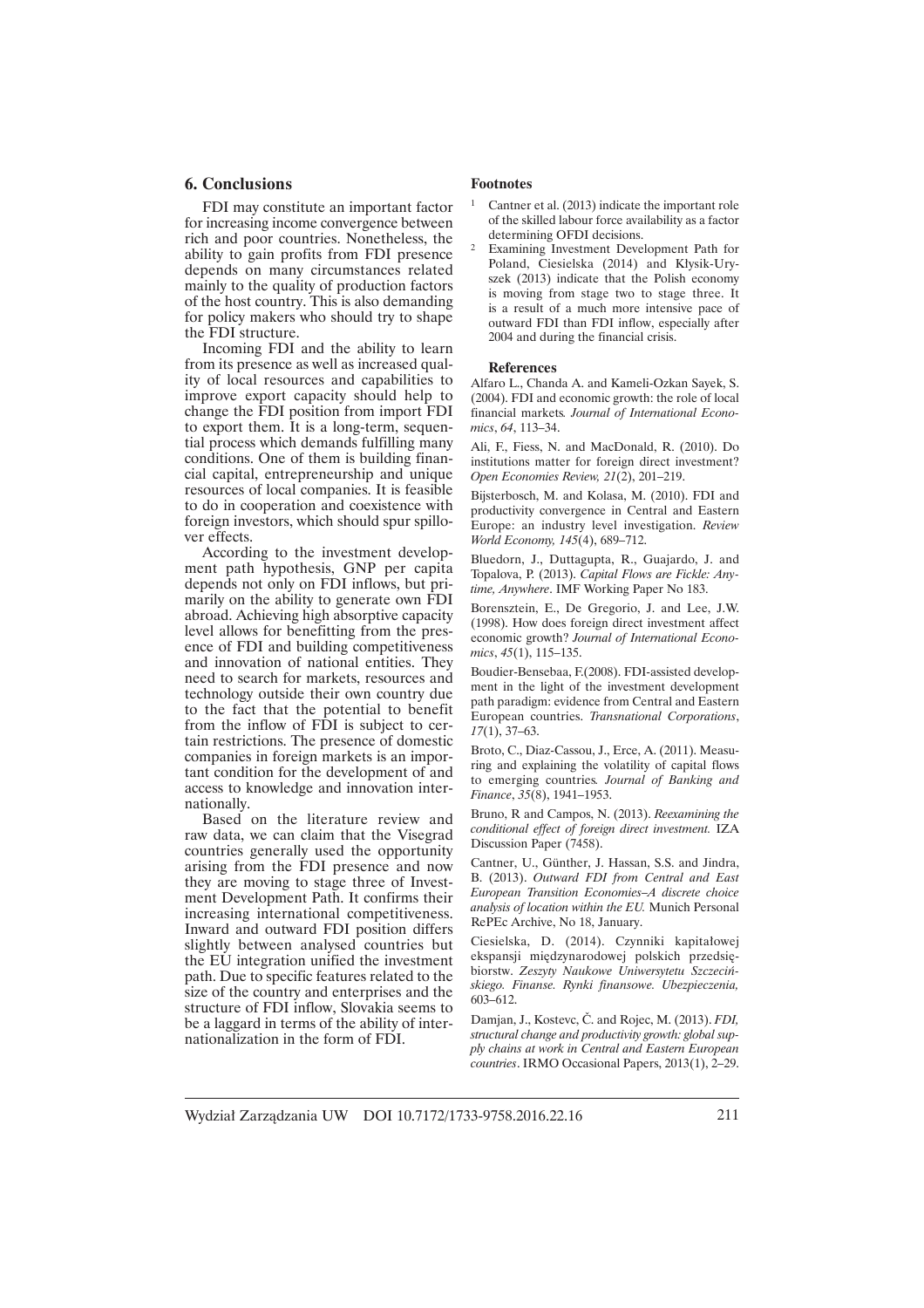## 6. Conclusions

FDI may constitute an important factor for increasing income convergence between rich and poor countries. Nonetheless, the ability to gain profits from FDI presence depends on many circumstances related mainly to the quality of production factors of the host country. This is also demanding for policy makers who should try to shape the FDI structure.

Incoming FDI and the ability to learn from its presence as well as increased quality of local resources and capabilities to improve export capacity should help to change the FDI position from import FDI to export them. It is a long-term, sequential process which demands fulfilling many conditions. One of them is building financial capital, entrepreneurship and unique resources of local companies. It is feasible to do in cooperation and coexistence with foreign investors, which should spur spillover effects.

According to the investment development path hypothesis, GNP per capita depends not only on FDI inflows, but primarily on the ability to generate own FDI abroad. Achieving high absorptive capacity level allows for benefitting from the presence of FDI and building competitiveness and innovation of national entities. They need to search for markets, resources and technology outside their own country due to the fact that the potential to benefit from the inflow of FDI is subject to certain restrictions. The presence of domestic companies in foreign markets is an important condition for the development of and access to knowledge and innovation internationally.

Based on the literature review and raw data, we can claim that the Visegrad countries generally used the opportunity arising from the FDI presence and now they are moving to stage three of Investment Development Path. It confirms their increasing international competitiveness. Inward and outward FDI position differs slightly between analysed countries but the EU integration unified the investment path. Due to specific features related to the size of the country and enterprises and the structure of FDI inflow, Slovakia seems to be a laggard in terms of the ability of internationalization in the form of FDI.

### Footnotes

[1] Cantner et al. (2013) indicate the important role of the skilled labour force availability as a factor determining OFDI decisions.

[2] Examining Investment Development Path for Poland, Ciesielska (2014) and Kłysik-Uryszek (2013) indicate that the Polish economy is moving from stage two to stage three. It is a result of a much more intensive pace of outward FDI than FDI inflow, especially after 2004 and during the financial crisis.

### References

Alfaro L., Chanda A. and Kameli-Ozkan Sayek, S. (2004). FDI and economic growth: the role of local financial markets*. Journal of International Economics*, *64*, 113–34.

Ali, F., Fiess, N. and MacDonald, R. (2010). Do institutions matter for foreign direct investment? *Open Economies Review, 21*(2), 201–219.

Bijsterbosch, M. and Kolasa, M. (2010). FDI and productivity convergence in Central and Eastern Europe: an industry level investigation. *Review World Economy, 145*(4), 689–712.

Bluedorn, J., Duttagupta, R., Guajardo, J. and Topalova, P. (2013). *Capital Flows are Fickle: Anytime, Anywhere*. IMF Working Paper No 183.

Borensztein, E., De Gregorio, J. and Lee, J.W. (1998). How does foreign direct investment affect economic growth? *Journal of International Economics*, *45*(1), 115–135.

Boudier-Bensebaa, F.(2008). FDI-assisted development in the light of the investment development path paradigm: evidence from Central and Eastern European countries. *Transnational Corporations*, *17*(1), 37–63.

Broto, C., Diaz-Cassou, J., Erce, A. (2011). Measuring and explaining the volatility of capital flows to emerging countries*. Journal of Banking and Finance*, *35*(8), 1941–1953.

Bruno, R and Campos, N. (2013). *Reexamining the conditional effect of foreign direct investment.* IZA Discussion Paper (7458).

Cantner, U., Günther, J. Hassan, S.S. and Jindra, B. (2013). *Outward FDI from Central and East European Transition Economies–A discrete choice analysis of location within the EU.* Munich Personal RePEc Archive, No 18, January.

Ciesielska, D. (2014). Czynniki kapitałowej ekspansji międzynarodowej polskich przedsiębiorstw. *Zeszyty Naukowe Uniwersytetu Szczecińskiego. Finanse. Rynki finansowe. Ubezpieczenia,* 603–612.

Damjan, J., Kostevc, Č. and Rojec, M. (2013). *FDI, structural change and productivity growth: global supply chains at work in Central and Eastern European countries*. IRMO Occasional Papers, 2013(1), 2–29.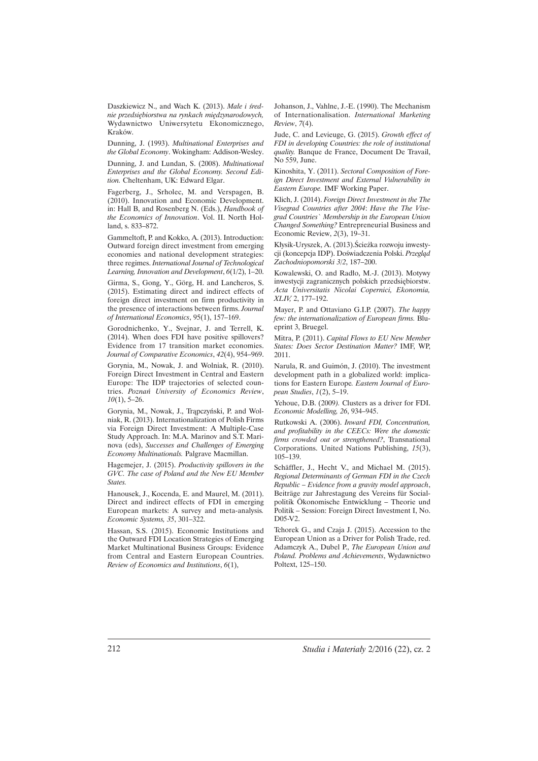Daszkiewicz N., and Wach K. (2013). *Małe i średnie przedsiębiorstwa na rynkach międzynarodowych,* Wydawnictwo Uniwersytetu Ekonomicznego, Kraków.

Dunning, J. (1993). *Multinational Enterprises and the Global Economy*. Wokingham: Addison-Wesley.

Dunning, J. and Lundan, S. (2008). *Multinational Enterprises and the Global Economy. Second Edition.* Cheltenham, UK: Edward Elgar.

Fagerberg, J., Srholec, M. and Verspagen, B. (2010). Innovation and Economic Development. in: Hall B, and Rosenberg N. (Eds.), *Handbook of the Economics of Innovation*. Vol. II. North Holland, s. 833–872.

Gammeltoft, P. and Kokko, A. (2013). Introduction: Outward foreign direct investment from emerging economies and national development strategies: three regimes. *International Journal of Technological Learning, Innovation and Development*, *6*(1/2), 1–20.

Girma, S., Gong, Y., Görg, H. and Lancheros, S. (2015). Estimating direct and indirect effects of foreign direct investment on firm productivity in the presence of interactions between firms. *Journal of International Economics*, 95(1), 157–169.

Gorodnichenko, Y., Svejnar, J. and Terrell, K. (2014). When does FDI have positive spillovers? Evidence from 17 transition market economies. *Journal of Comparative Economics*, *42*(4), 954–969.

Gorynia, M., Nowak, J. and Wolniak, R. (2010). Foreign Direct Investment in Central and Eastern Europe: The IDP trajectories of selected countries. *Poznań University of Economics Review*, *10*(1), 5–26.

Gorynia, M., Nowak, J., Trąpczyński, P. and Wolniak, R. (2013). Internationalization of Polish Firms via Foreign Direct Investment: A Multiple-Case Study Approach. In: M.A. Marinov and S.T. Marinova (eds), *Successes and Challenges of Emerging Economy Multinationals.* Palgrave Macmillan.

Hagemejer, J. (2015). *Productivity spillovers in the GVC. The case of Poland and the New EU Member States.*

Hanousek, J., Kocenda, E. and Maurel, M. (2011). Direct and indirect effects of FDI in emerging European markets: A survey and meta-analysis*. Economic Systems, 35*, 301–322.

Hassan, S.S. (2015). Economic Institutions and the Outward FDI Location Strategies of Emerging Market Multinational Business Groups: Evidence from Central and Eastern European Countries. *Review of Economics and Institutions*, *6*(1),

Johanson, J., Vahlne, J.-E. (1990). The Mechanism of Internationalisation. *International Marketing Review*, *7*(4).

Jude, C. and Levieuge, G. (2015). *Growth effect of FDI in developing Countries: the role of institutional quality.* Banque de France, Document De Travail, No 559, June.

Kinoshita, Y. (2011). *Sectoral Composition of Foreign Direct Investment and External Vulnerability in Eastern Europe.* IMF Working Paper.

Klich, J. (2014). *Foreign Direct Investment in the The Visegrad Countries after 2004*: *Have the The Visegrad Countries` Membership in the European Union Changed Something?* Entrepreneurial Business and Economic Review, *2*(3), 19–31.

Kłysik-Uryszek, A. (2013).Ścieżka rozwoju inwestycji (koncepcja IDP). Doświadczenia Polski. *Przegląd Zachodniopomorski 3/2*, 187–200.

Kowalewski, O. and Radło, M.-J. (2013). Motywy inwestycji zagranicznych polskich przedsiębiorstw. *Acta Universitatis Nicolai Copernici, Ekonomia, XLIV,* 2, 177–192.

Mayer, P. and Ottaviano G.I.P. (2007). *The happy few: the internationalization of European firms.* Blueprint 3, Bruegel.

Mitra, P. (2011). *Capital Flows to EU New Member States: Does Sector Destination Matter?* IMF, WP, 2011.

Narula, R. and Guimón, J. (2010). The investment development path in a globalized world: implications for Eastern Europe*. Eastern Journal of European Studies*, *1*(2), 5–19.

Yehoue, D.B. (2009*).* Clusters as a driver for FDI. *Economic Modelling, 26*, 934–945.

Rutkowski A. (2006). *Inward FDI, Concentration, and profitability in the CEECs: Were the domestic firms crowded out or strengthened?*, Transnational Corporations. United Nations Publishing, *15*(3), 105–139.

Schäffler, J., Hecht V., and Michael M. (2015). *Regional Determinants of German FDI in the Czech Republic – Evidence from a gravity model approach*, Beiträge zur Jahrestagung des Vereins für Socialpolitik Ökonomische Entwicklung – Theorie und Politik – Session: Foreign Direct Investment I, No. D05-V2.

Tchorek G., and Czaja J. (2015). Accession to the European Union as a Driver for Polish Trade, red. Adamczyk A., Dubel P., *The European Union and Poland. Problems and Achievements*, Wydawnictwo Poltext, 125–150.